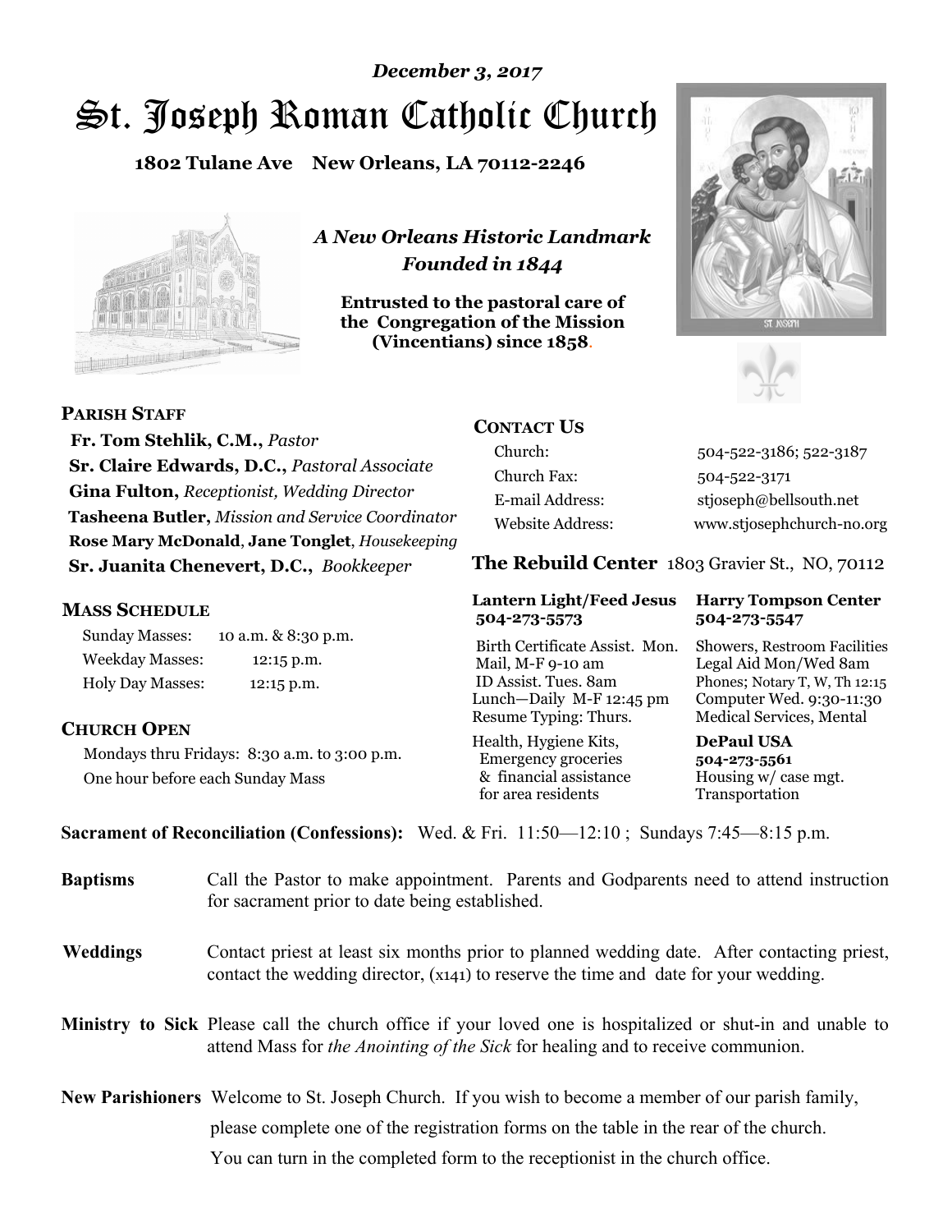*December 3, 2017*

# St. Joseph Roman Catholic Church

**1802 Tulane Ave New Orleans, LA 70112-2246**

*A New Orleans Historic Landmark*
*Founded in 1844*

**Entrusted to the pastoral care of the Congregation of the Mission (Vincentians) since 1858.**

## PARISH STAFF

**Fr. Tom Stehlik, C.M.,** *Pastor*
**Sr. Claire Edwards, D.C.,** *Pastoral Associate*
**Gina Fulton,** *Receptionist, Wedding Director*
**Tasheena Butler,** *Mission and Service Coordinator*
**Rose Mary McDonald**, **Jane Tonglet**, *Housekeeping*
**Sr. Juanita Chenevert, D.C.,** *Bookkeeper*

## MASS SCHEDULE

| | |
|---|---|
| Sunday Masses: | 10 a.m. & 8:30 p.m. |
| Weekday Masses: | 12:15 p.m. |
| Holy Day Masses: | 12:15 p.m. |

## CHURCH OPEN

Mondays thru Fridays: 8:30 a.m. to 3:00 p.m.
One hour before each Sunday Mass

## CONTACT US

| | |
|---|---|
| Church: | 504-522-3186; 522-3187 |
| Church Fax: | 504-522-3171 |
| E-mail Address: | stjoseph@bellsouth.net |
| Website Address: | www.stjosephchurch-no.org |

## The Rebuild Center 1803 Gravier St., NO, 70112

**Lantern Light/Feed Jesus**
**504-273-5573**

Birth Certificate Assist. Mon.
Mail, M-F 9-10 am
ID Assist. Tues. 8am
Lunch—Daily M-F 12:45 pm
Resume Typing: Thurs.

Health, Hygiene Kits,
Emergency groceries
& financial assistance
for area residents

**Harry Tompson Center**
**504-273-5547**

Showers, Restroom Facilities
Legal Aid Mon/Wed 8am
Phones; Notary T, W, Th 12:15
Computer Wed. 9:30-11:30
Medical Services, Mental

**DePaul USA**
**504-273-5561**
Housing w/ case mgt.
Transportation

**Sacrament of Reconciliation (Confessions):** Wed. & Fri. 11:50—12:10 ; Sundays 7:45—8:15 p.m.

**Baptisms** Call the Pastor to make appointment. Parents and Godparents need to attend instruction for sacrament prior to date being established.

**Weddings** Contact priest at least six months prior to planned wedding date. After contacting priest, contact the wedding director, (x141) to reserve the time and date for your wedding.

**Ministry to Sick** Please call the church office if your loved one is hospitalized or shut-in and unable to attend Mass for *the Anointing of the Sick* for healing and to receive communion.

**New Parishioners** Welcome to St. Joseph Church. If you wish to become a member of our parish family, please complete one of the registration forms on the table in the rear of the church. You can turn in the completed form to the receptionist in the church office.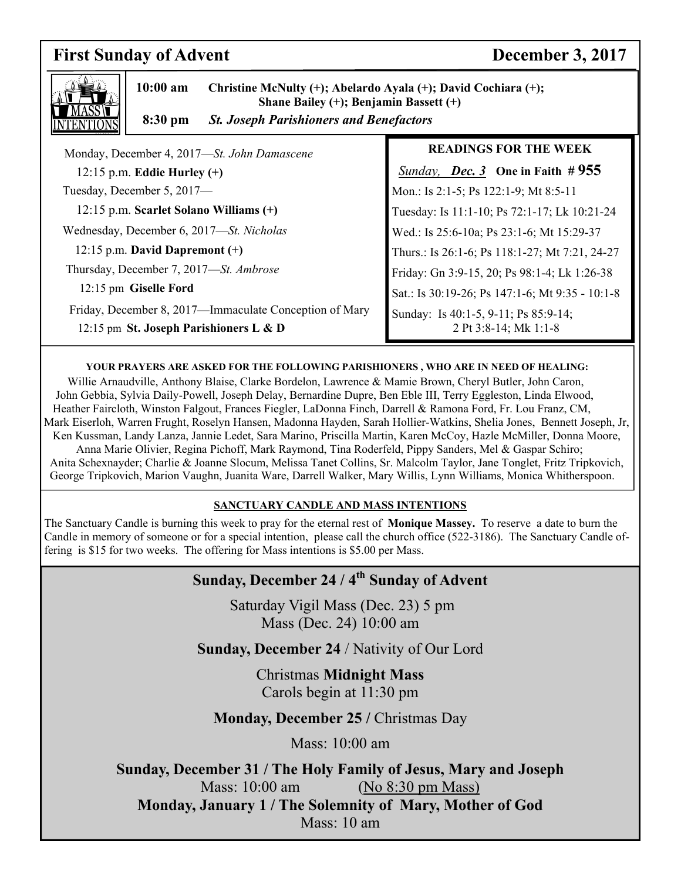# First Sunday of Advent — December 3, 2017

## MASS INTENTIONS

**10:00 am** **Christine McNulty (+); Abelardo Ayala (+); David Cochiara (+); Shane Bailey (+); Benjamin Bassett (+)**

**8:30 pm** ***St. Joseph Parishioners and Benefactors***

Monday, December 4, 2017—*St. John Damascene*
12:15 p.m. **Eddie Hurley (+)**

Tuesday, December 5, 2017—
12:15 p.m. **Scarlet Solano Williams (+)**

Wednesday, December 6, 2017—*St. Nicholas*
12:15 p.m. **David Dapremont (+)**

Thursday, December 7, 2017—*St. Ambrose*
12:15 pm **Giselle Ford**

Friday, December 8, 2017—Immaculate Conception of Mary
12:15 pm **St. Joseph Parishioners L & D**

### READINGS FOR THE WEEK

*Sunday,* ***Dec. 3*** **One in Faith # 955**

Mon.: Is 2:1-5; Ps 122:1-9; Mt 8:5-11
Tuesday: Is 11:1-10; Ps 72:1-17; Lk 10:21-24
Wed.: Is 25:6-10a; Ps 23:1-6; Mt 15:29-37
Thurs.: Is 26:1-6; Ps 118:1-27; Mt 7:21, 24-27
Friday: Gn 3:9-15, 20; Ps 98:1-4; Lk 1:26-38
Sat.: Is 30:19-26; Ps 147:1-6; Mt 9:35 - 10:1-8
Sunday: Is 40:1-5, 9-11; Ps 85:9-14; 2 Pt 3:8-14; Mk 1:1-8

**YOUR PRAYERS ARE ASKED FOR THE FOLLOWING PARISHIONERS , WHO ARE IN NEED OF HEALING:**

Willie Arnaudville, Anthony Blaise, Clarke Bordelon, Lawrence & Mamie Brown, Cheryl Butler, John Caron, John Gebbia, Sylvia Daily-Powell, Joseph Delay, Bernardine Dupre, Ben Eble III, Terry Eggleston, Linda Elwood, Heather Faircloth, Winston Falgout, Frances Fiegler, LaDonna Finch, Darrell & Ramona Ford, Fr. Lou Franz, CM, Mark Eiserloh, Warren Frught, Roselyn Hansen, Madonna Hayden, Sarah Hollier-Watkins, Shelia Jones, Bennett Joseph, Jr, Ken Kussman, Landy Lanza, Jannie Ledet, Sara Marino, Priscilla Martin, Karen McCoy, Hazle McMiller, Donna Moore, Anna Marie Olivier, Regina Pichoff, Mark Raymond, Tina Roderfeld, Pippy Sanders, Mel & Gaspar Schiro; Anita Schexnayder; Charlie & Joanne Slocum, Melissa Tanet Collins, Sr. Malcolm Taylor, Jane Tonglet, Fritz Tripkovich, George Tripkovich, Marion Vaughn, Juanita Ware, Darrell Walker, Mary Willis, Lynn Williams, Monica Whitherspoon.

**SANCTUARY CANDLE AND MASS INTENTIONS**

The Sanctuary Candle is burning this week to pray for the eternal rest of **Monique Massey.** To reserve a date to burn the Candle in memory of someone or for a special intention, please call the church office (522-3186). The Sanctuary Candle offering is $15 for two weeks. The offering for Mass intentions is $5.00 per Mass.

**Sunday, December 24 / 4th Sunday of Advent**

Saturday Vigil Mass (Dec. 23) 5 pm
Mass (Dec. 24) 10:00 am

**Sunday, December 24** / Nativity of Our Lord

Christmas **Midnight Mass**
Carols begin at 11:30 pm

**Monday, December 25 /** Christmas Day

Mass: 10:00 am

**Sunday, December 31 / The Holy Family of Jesus, Mary and Joseph**
Mass: 10:00 am (No 8:30 pm Mass)

**Monday, January 1 / The Solemnity of Mary, Mother of God**
Mass: 10 am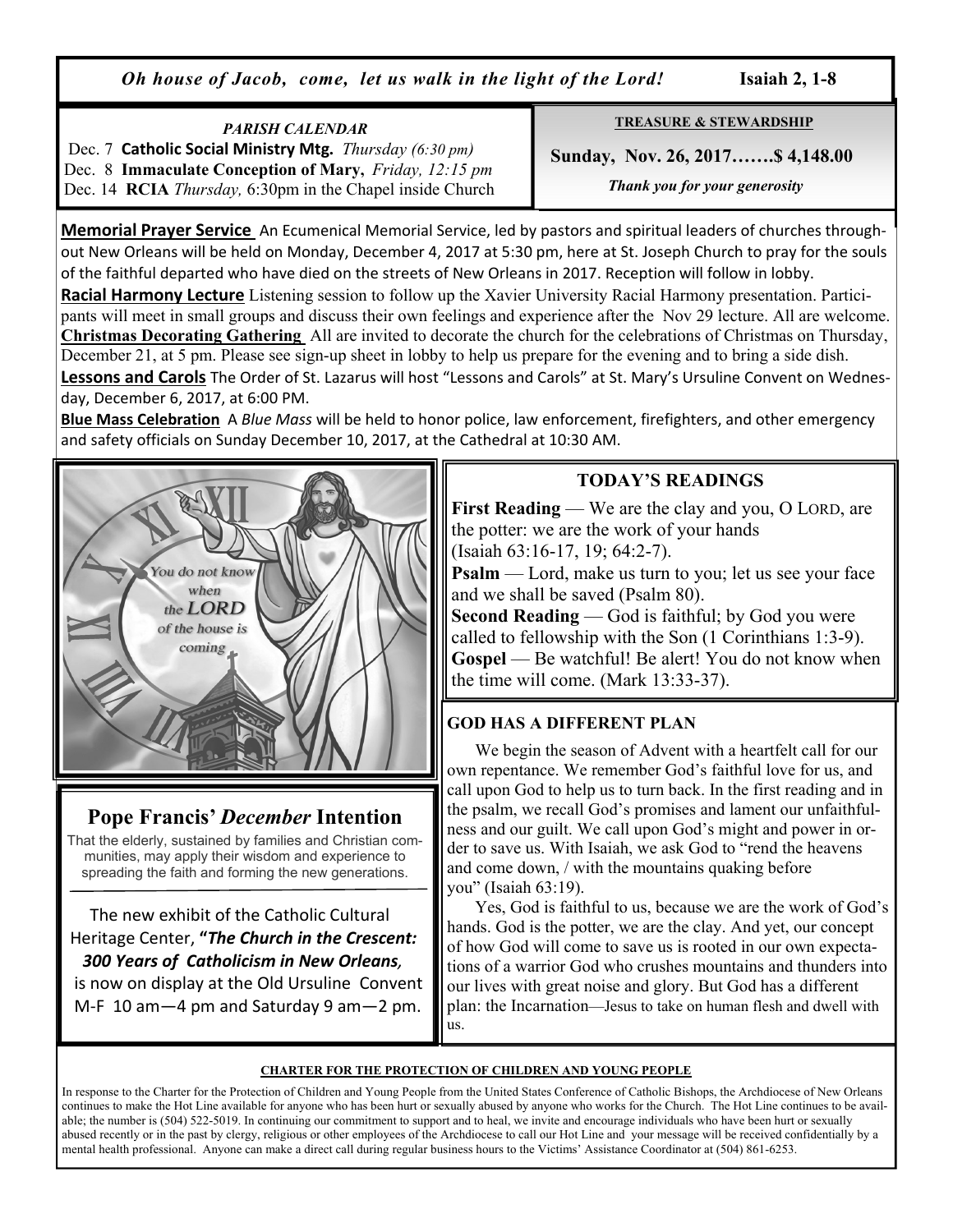*Oh house of Jacob, come, let us walk in the light of the Lord!* **Isaiah 2, 1-8**

*PARISH CALENDAR*

Dec. 7 **Catholic Social Ministry Mtg.** *Thursday (6:30 pm)*
Dec. 8 **Immaculate Conception of Mary,** *Friday, 12:15 pm*
Dec. 14 **RCIA** *Thursday,* 6:30pm in the Chapel inside Church

**TREASURE & STEWARDSHIP**

**Sunday, Nov. 26, 2017…….$ 4,148.00**

*Thank you for your generosity*

**Memorial Prayer Service** An Ecumenical Memorial Service, led by pastors and spiritual leaders of churches throughout New Orleans will be held on Monday, December 4, 2017 at 5:30 pm, here at St. Joseph Church to pray for the souls of the faithful departed who have died on the streets of New Orleans in 2017. Reception will follow in lobby.

**Racial Harmony Lecture** Listening session to follow up the Xavier University Racial Harmony presentation. Participants will meet in small groups and discuss their own feelings and experience after the Nov 29 lecture. All are welcome.

**Christmas Decorating Gathering** All are invited to decorate the church for the celebrations of Christmas on Thursday, December 21, at 5 pm. Please see sign-up sheet in lobby to help us prepare for the evening and to bring a side dish.

**Lessons and Carols** The Order of St. Lazarus will host "Lessons and Carols" at St. Mary's Ursuline Convent on Wednesday, December 6, 2017, at 6:00 PM.

**Blue Mass Celebration** A *Blue Mass* will be held to honor police, law enforcement, firefighters, and other emergency and safety officials on Sunday December 10, 2017, at the Cathedral at 10:30 AM.

## TODAY'S READINGS

**First Reading** — We are the clay and you, O LORD, are the potter: we are the work of your hands (Isaiah 63:16-17, 19; 64:2-7).
**Psalm** — Lord, make us turn to you; let us see your face and we shall be saved (Psalm 80).
**Second Reading** — God is faithful; by God you were called to fellowship with the Son (1 Corinthians 1:3-9).
**Gospel** — Be watchful! Be alert! You do not know when the time will come. (Mark 13:33-37).

## Pope Francis' *December* Intention

That the elderly, sustained by families and Christian communities, may apply their wisdom and experience to spreading the faith and forming the new generations.

The new exhibit of the Catholic Cultural Heritage Center, **"*The Church in the Crescent: 300 Years of Catholicism in New Orleans,*** is now on display at the Old Ursuline Convent M-F 10 am—4 pm and Saturday 9 am—2 pm.

## GOD HAS A DIFFERENT PLAN

We begin the season of Advent with a heartfelt call for our own repentance. We remember God's faithful love for us, and call upon God to help us to turn back. In the first reading and in the psalm, we recall God's promises and lament our unfaithfulness and our guilt. We call upon God's might and power in order to save us. With Isaiah, we ask God to "rend the heavens and come down, / with the mountains quaking before you" (Isaiah 63:19).

Yes, God is faithful to us, because we are the work of God's hands. God is the potter, we are the clay. And yet, our concept of how God will come to save us is rooted in our own expectations of a warrior God who crushes mountains and thunders into our lives with great noise and glory. But God has a different plan: the Incarnation—Jesus to take on human flesh and dwell with us.

**CHARTER FOR THE PROTECTION OF CHILDREN AND YOUNG PEOPLE**

In response to the Charter for the Protection of Children and Young People from the United States Conference of Catholic Bishops, the Archdiocese of New Orleans continues to make the Hot Line available for anyone who has been hurt or sexually abused by anyone who works for the Church. The Hot Line continues to be available; the number is (504) 522-5019. In continuing our commitment to support and to heal, we invite and encourage individuals who have been hurt or sexually abused recently or in the past by clergy, religious or other employees of the Archdiocese to call our Hot Line and your message will be received confidentially by a mental health professional. Anyone can make a direct call during regular business hours to the Victims' Assistance Coordinator at (504) 861-6253.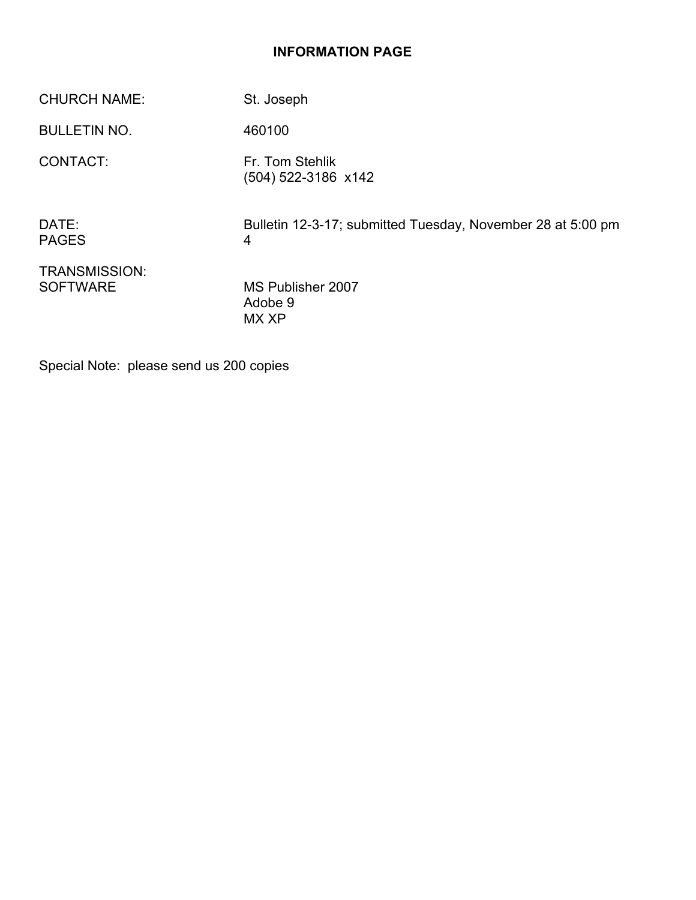# INFORMATION PAGE

| | |
|---|---|
| CHURCH NAME: | St. Joseph |
| BULLETIN NO. | 460100 |
| CONTACT: | Fr. Tom Stehlik<br>(504) 522-3186 x142 |
| DATE:<br>PAGES | Bulletin 12-3-17; submitted Tuesday, November 28 at 5:00 pm<br>4 |
| TRANSMISSION:<br>SOFTWARE | MS Publisher 2007<br>Adobe 9<br>MX XP |

Special Note: please send us 200 copies